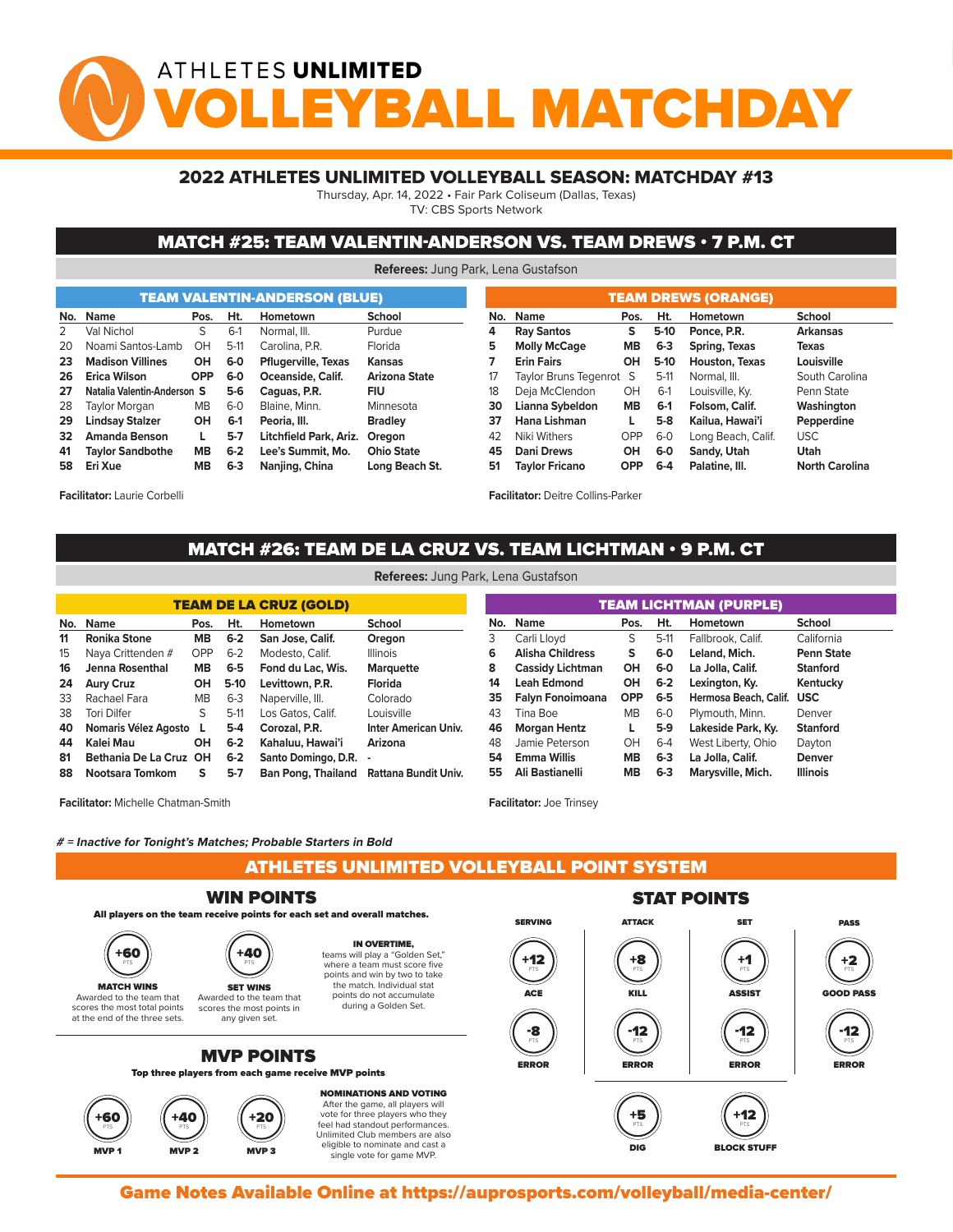# ATHLETES UNLIMITED VOLLEYBALL MATCHDAY

## 2022 ATHLETES UNLIMITED VOLLEYBALL SEASON: MATCHDAY #13

Thursday, Apr. 14, 2022 • Fair Park Coliseum (Dallas, Texas)
TV: CBS Sports Network

## MATCH #25: TEAM VALENTIN-ANDERSON VS. TEAM DREWS • 7 P.M. CT

**Referees:** Jung Park, Lena Gustafson

### TEAM VALENTIN-ANDERSON (BLUE)

| No. | Name | Pos. | Ht. | Hometown | School |
|---|---|---|---|---|---|
| 2 | Val Nichol | S | 6-1 | Normal, Ill. | Purdue |
| 20 | Noami Santos-Lamb | OH | 5-11 | Carolina, P.R. | Florida |
| **23** | **Madison Villines** | **OH** | **6-0** | **Pflugerville, Texas** | **Kansas** |
| **26** | **Erica Wilson** | **OPP** | **6-0** | **Oceanside, Calif.** | **Arizona State** |
| **27** | **Natalia Valentin-Anderson** | **S** | **5-6** | **Caguas, P.R.** | **FIU** |
| 28 | Taylor Morgan | MB | 6-0 | Blaine, Minn. | Minnesota |
| **29** | **Lindsay Stalzer** | **OH** | **6-1** | **Peoria, Ill.** | **Bradley** |
| **32** | **Amanda Benson** | **L** | **5-7** | **Litchfield Park, Ariz.** | **Oregon** |
| **41** | **Taylor Sandbothe** | **MB** | **6-2** | **Lee's Summit, Mo.** | **Ohio State** |
| **58** | **Eri Xue** | **MB** | **6-3** | **Nanjing, China** | **Long Beach St.** |

**Facilitator:** Laurie Corbelli

### TEAM DREWS (ORANGE)

| No. | Name | Pos. | Ht. | Hometown | School |
|---|---|---|---|---|---|
| **4** | **Ray Santos** | **S** | **5-10** | **Ponce, P.R.** | **Arkansas** |
| **5** | **Molly McCage** | **MB** | **6-3** | **Spring, Texas** | **Texas** |
| **7** | **Erin Fairs** | **OH** | **5-10** | **Houston, Texas** | **Louisville** |
| 17 | Taylor Bruns Tegenrot | S | 5-11 | Normal, Ill. | South Carolina |
| 18 | Deja McClendon | OH | 6-1 | Louisville, Ky. | Penn State |
| **30** | **Lianna Sybeldon** | **MB** | **6-1** | **Folsom, Calif.** | **Washington** |
| **37** | **Hana Lishman** | **L** | **5-8** | **Kailua, Hawai'i** | **Pepperdine** |
| 42 | Niki Withers | OPP | 6-0 | Long Beach, Calif. | USC |
| **45** | **Dani Drews** | **OH** | **6-0** | **Sandy, Utah** | **Utah** |
| **51** | **Taylor Fricano** | **OPP** | **6-4** | **Palatine, Ill.** | **North Carolina** |

**Facilitator:** Deitre Collins-Parker

## MATCH #26: TEAM DE LA CRUZ VS. TEAM LICHTMAN • 9 P.M. CT

**Referees:** Jung Park, Lena Gustafson

### TEAM DE LA CRUZ (GOLD)

| No. | Name | Pos. | Ht. | Hometown | School |
|---|---|---|---|---|---|
| **11** | **Ronika Stone** | **MB** | **6-2** | **San Jose, Calif.** | **Oregon** |
| 15 | Naya Crittenden # | OPP | 6-2 | Modesto, Calif. | Illinois |
| **16** | **Jenna Rosenthal** | **MB** | **6-5** | **Fond du Lac, Wis.** | **Marquette** |
| **24** | **Aury Cruz** | **OH** | **5-10** | **Levittown, P.R.** | **Florida** |
| 33 | Rachael Fara | MB | 6-3 | Naperville, Ill. | Colorado |
| 38 | Tori Dilfer | S | 5-11 | Los Gatos, Calif. | Louisville |
| **40** | **Nomaris Vélez Agosto** | **L** | **5-4** | **Corozal, P.R.** | **Inter American Univ.** |
| **44** | **Kalei Mau** | **OH** | **6-2** | **Kahaluu, Hawai'i** | **Arizona** |
| **81** | **Bethania De La Cruz** | **OH** | **6-2** | **Santo Domingo, D.R.** | **-** |
| **88** | **Nootsara Tomkom** | **S** | **5-7** | **Ban Pong, Thailand** | **Rattana Bundit Univ.** |

**Facilitator:** Michelle Chatman-Smith

### TEAM LICHTMAN (PURPLE)

| No. | Name | Pos. | Ht. | Hometown | School |
|---|---|---|---|---|---|
| 3 | Carli Lloyd | S | 5-11 | Fallbrook, Calif. | California |
| **6** | **Alisha Childress** | **S** | **6-0** | **Leland, Mich.** | **Penn State** |
| **8** | **Cassidy Lichtman** | **OH** | **6-0** | **La Jolla, Calif.** | **Stanford** |
| **14** | **Leah Edmond** | **OH** | **6-2** | **Lexington, Ky.** | **Kentucky** |
| **35** | **Falyn Fonoimoana** | **OPP** | **6-5** | **Hermosa Beach, Calif.** | **USC** |
| 43 | Tina Boe | MB | 6-0 | Plymouth, Minn. | Denver |
| **46** | **Morgan Hentz** | **L** | **5-9** | **Lakeside Park, Ky.** | **Stanford** |
| 48 | Jamie Peterson | OH | 6-4 | West Liberty, Ohio | Dayton |
| **54** | **Emma Willis** | **MB** | **6-3** | **La Jolla, Calif.** | **Denver** |
| **55** | **Ali Bastianelli** | **MB** | **6-3** | **Marysville, Mich.** | **Illinois** |

**Facilitator:** Joe Trinsey

***# = Inactive for Tonight's Matches; Probable Starters in Bold***

## ATHLETES UNLIMITED VOLLEYBALL POINT SYSTEM

### WIN POINTS

**All players on the team receive points for each set and overall matches.**

- **+60 PTS — MATCH WINS:** Awarded to the team that scores the most total points at the end of the three sets.
- **+40 PTS — SET WINS:** Awarded to the team that scores the most points in any given set.

**IN OVERTIME,** teams will play a "Golden Set," where a team must score five points and win by two to take the match. Individual stat points do not accumulate during a Golden Set.

### MVP POINTS

**Top three players from each game receive MVP points**

- **+60 PTS — MVP 1**
- **+40 PTS — MVP 2**
- **+20 PTS — MVP 3**

**NOMINATIONS AND VOTING**
After the game, all players will vote for three players who they feel had standout performances. Unlimited Club members are also eligible to nominate and cast a single vote for game MVP.

### STAT POINTS

| SERVING | ATTACK | SET | PASS |
|---|---|---|---|
| +12 PTS ACE | +8 PTS KILL | +1 PTS ASSIST | +2 PTS GOOD PASS |
| -8 PTS ERROR | -12 PTS ERROR | -12 PTS ERROR | -12 PTS ERROR |
| | +5 PTS DIG | +12 PTS BLOCK STUFF | |

**Game Notes Available Online at https://auprosports.com/volleyball/media-center/**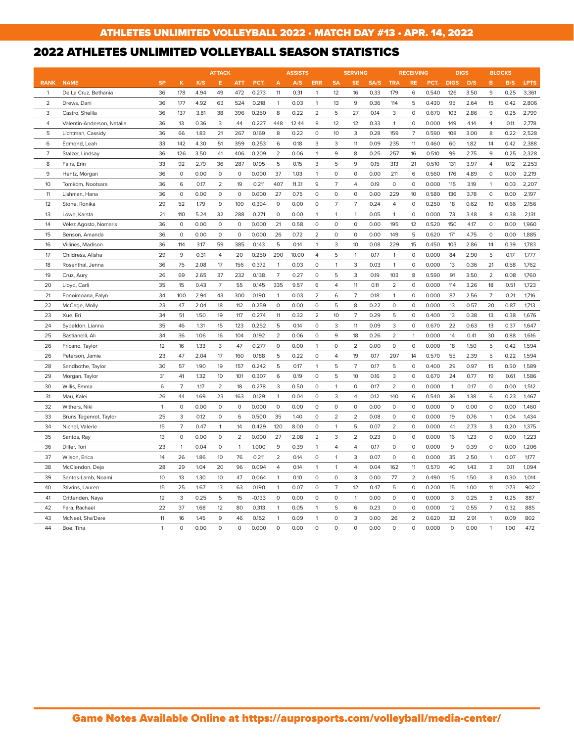## 2022 ATHLETES UNLIMITED VOLLEYBALL SEASON STATISTICS

| | | | ATTACK | | | | | ASSISTS | | | SERVING | | | RECEIVING | | | DIGS | | BLOCKS | | |
|---|---|---|---|---|---|---|---|---|---|---|---|---|---|---|---|---|---|---|---|---|---|
| RANK | NAME | SP | K | K/S | E | ATT | PCT. | A | A/S | ERR | SA | SE | SA/S | TRA | RE | PCT. | DIGS | D/S | B | B/S | LPTS |
| 1 | De La Cruz, Bethania | 36 | 178 | 4.94 | 49 | 472 | 0.273 | 11 | 0.31 | 1 | 12 | 16 | 0.33 | 179 | 6 | 0.540 | 126 | 3.50 | 9 | 0.25 | 3,361 |
| 2 | Drews, Dani | 36 | 177 | 4.92 | 63 | 524 | 0.218 | 1 | 0.03 | 1 | 13 | 9 | 0.36 | 114 | 5 | 0.430 | 95 | 2.64 | 15 | 0.42 | 2,806 |
| 3 | Castro, Sheilla | 36 | 137 | 3.81 | 38 | 396 | 0.250 | 8 | 0.22 | 2 | 5 | 27 | 0.14 | 3 | 0 | 0.670 | 103 | 2.86 | 9 | 0.25 | 2,799 |
| 4 | Valentin-Anderson, Natalia | 36 | 13 | 0.36 | 3 | 44 | 0.227 | 448 | 12.44 | 8 | 12 | 12 | 0.33 | 1 | 0 | 0.000 | 149 | 4.14 | 4 | 0.11 | 2,778 |
| 5 | Lichtman, Cassidy | 36 | 66 | 1.83 | 21 | 267 | 0.169 | 8 | 0.22 | 0 | 10 | 3 | 0.28 | 159 | 7 | 0.590 | 108 | 3.00 | 8 | 0.22 | 2,528 |
| 6 | Edmond, Leah | 33 | 142 | 4.30 | 51 | 359 | 0.253 | 6 | 0.18 | 3 | 3 | 11 | 0.09 | 235 | 11 | 0.460 | 60 | 1.82 | 14 | 0.42 | 2,388 |
| 7 | Stalzer, Lindsay | 36 | 126 | 3.50 | 41 | 406 | 0.209 | 2 | 0.06 | 1 | 9 | 8 | 0.25 | 257 | 16 | 0.510 | 99 | 2.75 | 9 | 0.25 | 2,328 |
| 8 | Fairs, Erin | 33 | 92 | 2.79 | 36 | 287 | 0.195 | 5 | 0.15 | 3 | 5 | 9 | 0.15 | 313 | 21 | 0.510 | 131 | 3.97 | 4 | 0.12 | 2,253 |
| 9 | Hentz, Morgan | 36 | 0 | 0.00 | 0 | 0 | 0.000 | 37 | 1.03 | 1 | 0 | 0 | 0.00 | 211 | 6 | 0.560 | 176 | 4.89 | 0 | 0.00 | 2,219 |
| 10 | Tomkom, Nootsara | 36 | 6 | 0.17 | 2 | 19 | 0.211 | 407 | 11.31 | 9 | 7 | 4 | 0.19 | 0 | 0 | 0.000 | 115 | 3.19 | 1 | 0.03 | 2,207 |
| 11 | Lishman, Hana | 36 | 0 | 0.00 | 0 | 0 | 0.000 | 27 | 0.75 | 0 | 0 | 0 | 0.00 | 229 | 10 | 0.580 | 136 | 3.78 | 0 | 0.00 | 2,197 |
| 12 | Stone, Ronika | 29 | 52 | 1.79 | 9 | 109 | 0.394 | 0 | 0.00 | 0 | 7 | 7 | 0.24 | 4 | 0 | 0.250 | 18 | 0.62 | 19 | 0.66 | 2,156 |
| 13 | Lowe, Karsta | 21 | 110 | 5.24 | 32 | 288 | 0.271 | 0 | 0.00 | 1 | 1 | 1 | 0.05 | 1 | 0 | 0.000 | 73 | 3.48 | 8 | 0.38 | 2,131 |
| 14 | Vélez Agosto, Nomaris | 36 | 0 | 0.00 | 0 | 0 | 0.000 | 21 | 0.58 | 0 | 0 | 0 | 0.00 | 195 | 12 | 0.520 | 150 | 4.17 | 0 | 0.00 | 1,960 |
| 15 | Benson, Amanda | 36 | 0 | 0.00 | 0 | 0 | 0.000 | 26 | 0.72 | 2 | 0 | 0 | 0.00 | 149 | 5 | 0.620 | 171 | 4.75 | 0 | 0.00 | 1,885 |
| 16 | Villines, Madison | 36 | 114 | 3.17 | 59 | 385 | 0.143 | 5 | 0.14 | 1 | 3 | 10 | 0.08 | 229 | 15 | 0.450 | 103 | 2.86 | 14 | 0.39 | 1,783 |
| 17 | Childress, Alisha | 29 | 9 | 0.31 | 4 | 20 | 0.250 | 290 | 10.00 | 4 | 5 | 1 | 0.17 | 1 | 0 | 0.000 | 84 | 2.90 | 5 | 0.17 | 1,777 |
| 18 | Rosenthal, Jenna | 36 | 75 | 2.08 | 17 | 156 | 0.372 | 1 | 0.03 | 0 | 1 | 3 | 0.03 | 1 | 0 | 0.000 | 13 | 0.36 | 21 | 0.58 | 1,762 |
| 19 | Cruz, Aury | 26 | 69 | 2.65 | 37 | 232 | 0.138 | 7 | 0.27 | 0 | 5 | 3 | 0.19 | 103 | 8 | 0.590 | 91 | 3.50 | 2 | 0.08 | 1,760 |
| 20 | Lloyd, Carli | 35 | 15 | 0.43 | 7 | 55 | 0.145 | 335 | 9.57 | 6 | 4 | 11 | 0.11 | 2 | 0 | 0.000 | 114 | 3.26 | 18 | 0.51 | 1,723 |
| 21 | Fonoimoana, Falyn | 34 | 100 | 2.94 | 43 | 300 | 0.190 | 1 | 0.03 | 2 | 6 | 7 | 0.18 | 1 | 0 | 0.000 | 87 | 2.56 | 7 | 0.21 | 1,716 |
| 22 | McCage, Molly | 23 | 47 | 2.04 | 18 | 112 | 0.259 | 0 | 0.00 | 0 | 5 | 8 | 0.22 | 0 | 0 | 0.000 | 13 | 0.57 | 20 | 0.87 | 1,713 |
| 23 | Xue, Eri | 34 | 51 | 1.50 | 19 | 117 | 0.274 | 11 | 0.32 | 2 | 10 | 7 | 0.29 | 5 | 0 | 0.400 | 13 | 0.38 | 13 | 0.38 | 1,676 |
| 24 | Sybeldon, Lianna | 35 | 46 | 1.31 | 15 | 123 | 0.252 | 5 | 0.14 | 0 | 3 | 11 | 0.09 | 3 | 0 | 0.670 | 22 | 0.63 | 13 | 0.37 | 1,647 |
| 25 | Bastianelli, Ali | 34 | 36 | 1.06 | 16 | 104 | 0.192 | 2 | 0.06 | 0 | 9 | 18 | 0.26 | 2 | 1 | 0.000 | 14 | 0.41 | 30 | 0.88 | 1,616 |
| 26 | Fricano, Taylor | 12 | 16 | 1.33 | 3 | 47 | 0.277 | 0 | 0.00 | 1 | 0 | 2 | 0.00 | 0 | 0 | 0.000 | 18 | 1.50 | 5 | 0.42 | 1,594 |
| 26 | Peterson, Jamie | 23 | 47 | 2.04 | 17 | 160 | 0.188 | 5 | 0.22 | 0 | 4 | 19 | 0.17 | 207 | 14 | 0.570 | 55 | 2.39 | 5 | 0.22 | 1,594 |
| 28 | Sandbothe, Taylor | 30 | 57 | 1.90 | 19 | 157 | 0.242 | 5 | 0.17 | 1 | 5 | 7 | 0.17 | 5 | 0 | 0.400 | 29 | 0.97 | 15 | 0.50 | 1,589 |
| 29 | Morgan, Taylor | 31 | 41 | 1.32 | 10 | 101 | 0.307 | 6 | 0.19 | 0 | 5 | 10 | 0.16 | 3 | 0 | 0.670 | 24 | 0.77 | 19 | 0.61 | 1,586 |
| 30 | Willis, Emma | 6 | 7 | 1.17 | 2 | 18 | 0.278 | 3 | 0.50 | 0 | 1 | 0 | 0.17 | 2 | 0 | 0.000 | 1 | 0.17 | 0 | 0.00 | 1,512 |
| 31 | Mau, Kalei | 26 | 44 | 1.69 | 23 | 163 | 0.129 | 1 | 0.04 | 0 | 3 | 4 | 0.12 | 140 | 6 | 0.540 | 36 | 1.38 | 6 | 0.23 | 1,467 |
| 32 | Withers, Niki | 1 | 0 | 0.00 | 0 | 0 | 0.000 | 0 | 0.00 | 0 | 0 | 0 | 0.00 | 0 | 0 | 0.000 | 0 | 0.00 | 0 | 0.00 | 1,460 |
| 33 | Bruns Tegenrot, Taylor | 25 | 3 | 0.12 | 0 | 6 | 0.500 | 35 | 1.40 | 0 | 2 | 2 | 0.08 | 0 | 0 | 0.000 | 19 | 0.76 | 1 | 0.04 | 1,434 |
| 34 | Nichol, Valerie | 15 | 7 | 0.47 | 1 | 14 | 0.429 | 120 | 8.00 | 0 | 1 | 5 | 0.07 | 2 | 0 | 0.000 | 41 | 2.73 | 3 | 0.20 | 1,375 |
| 35 | Santos, Ray | 13 | 0 | 0.00 | 0 | 2 | 0.000 | 27 | 2.08 | 2 | 3 | 2 | 0.23 | 0 | 0 | 0.000 | 16 | 1.23 | 0 | 0.00 | 1,223 |
| 36 | Dilfer, Tori | 23 | 1 | 0.04 | 0 | 1 | 1.000 | 9 | 0.39 | 1 | 4 | 4 | 0.17 | 0 | 0 | 0.000 | 9 | 0.39 | 0 | 0.00 | 1,206 |
| 37 | Wilson, Erica | 14 | 26 | 1.86 | 10 | 76 | 0.211 | 2 | 0.14 | 0 | 1 | 3 | 0.07 | 0 | 0 | 0.000 | 35 | 2.50 | 1 | 0.07 | 1,177 |
| 38 | McClendon, Deja | 28 | 29 | 1.04 | 20 | 96 | 0.094 | 4 | 0.14 | 1 | 1 | 4 | 0.04 | 162 | 11 | 0.570 | 40 | 1.43 | 3 | 0.11 | 1,094 |
| 39 | Santos-Lamb, Noami | 10 | 13 | 1.30 | 10 | 47 | 0.064 | 1 | 0.10 | 0 | 0 | 3 | 0.00 | 77 | 2 | 0.490 | 15 | 1.50 | 3 | 0.30 | 1,014 |
| 40 | Stivrins, Lauren | 15 | 25 | 1.67 | 13 | 63 | 0.190 | 1 | 0.07 | 0 | 7 | 12 | 0.47 | 5 | 0 | 0.200 | 15 | 1.00 | 11 | 0.73 | 902 |
| 41 | Crittenden, Naya | 12 | 3 | 0.25 | 5 | 15 | -0.133 | 0 | 0.00 | 0 | 0 | 1 | 0.00 | 0 | 0 | 0.000 | 3 | 0.25 | 3 | 0.25 | 887 |
| 42 | Fara, Rachael | 22 | 37 | 1.68 | 12 | 80 | 0.313 | 1 | 0.05 | 1 | 5 | 6 | 0.23 | 0 | 0 | 0.000 | 12 | 0.55 | 7 | 0.32 | 885 |
| 43 | McNeal, Sha'Dare | 11 | 16 | 1.45 | 9 | 46 | 0.152 | 1 | 0.09 | 1 | 0 | 3 | 0.00 | 26 | 2 | 0.620 | 32 | 2.91 | 1 | 0.09 | 802 |
| 44 | Boe, Tina | 1 | 0 | 0.00 | 0 | 0 | 0.000 | 0 | 0.00 | 0 | 0 | 0 | 0.00 | 0 | 0 | 0.000 | 0 | 0.00 | 1 | 1.00 | 472 |

**Game Notes Available Online at https://auprosports.com/volleyball/media-center/**